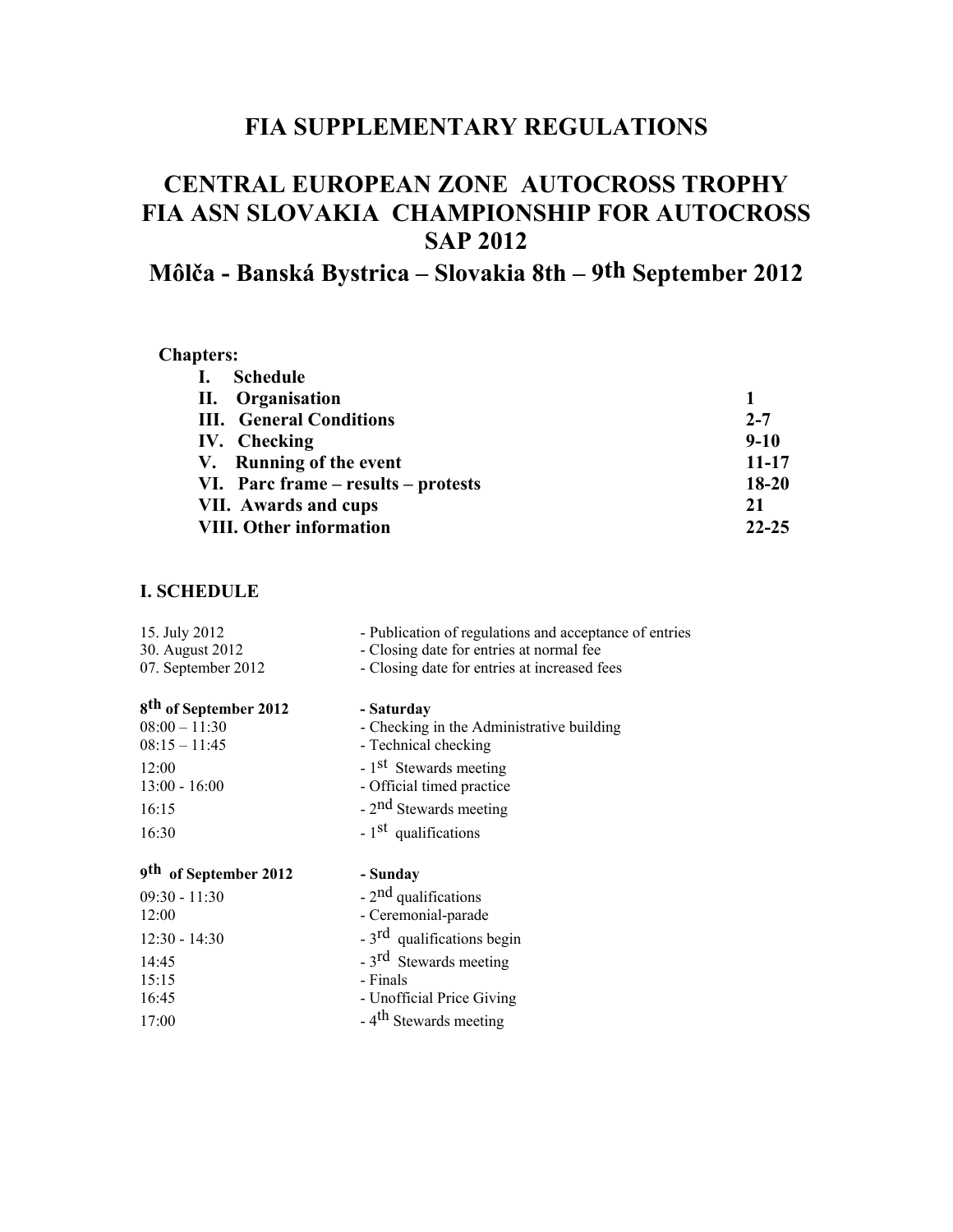# FIA SUPPLEMENTARY REGULATIONS

# CENTRAL EUROPEAN ZONE AUTOCROSS TROPHY
# FIA ASN SLOVAKIA CHAMPIONSHIP FOR AUTOCROSS
# SAP 2012

## Môlča - Banská Bystrica – Slovakia 8th – 9th September 2012

**Chapters:**

| | |
|---|---|
| **I. Schedule** | |
| **II. Organisation** | **1** |
| **III. General Conditions** | **2-7** |
| **IV. Checking** | **9-10** |
| **V. Running of the event** | **11-17** |
| **VI. Parc frame – results – protests** | **18-20** |
| **VII. Awards and cups** | **21** |
| **VIII. Other information** | **22-25** |

## I. SCHEDULE

| | |
|---|---|
| 15. July 2012 | - Publication of regulations and acceptance of entries |
| 30. August 2012 | - Closing date for entries at normal fee |
| 07. September 2012 | - Closing date for entries at increased fees |

| | |
|---|---|
| **8th of September 2012** | **- Saturday** |
| 08:00 – 11:30 | - Checking in the Administrative building |
| 08:15 – 11:45 | - Technical checking |
| 12:00 | - 1st Stewards meeting |
| 13:00 - 16:00 | - Official timed practice |
| 16:15 | - 2nd Stewards meeting |
| 16:30 | - 1st qualifications |

| | |
|---|---|
| **9th of September 2012** | **- Sunday** |
| 09:30 - 11:30 | - 2nd qualifications |
| 12:00 | - Ceremonial-parade |
| 12:30 - 14:30 | - 3rd qualifications begin |
| 14:45 | - 3rd Stewards meeting |
| 15:15 | - Finals |
| 16:45 | - Unofficial Price Giving |
| 17:00 | - 4th Stewards meeting |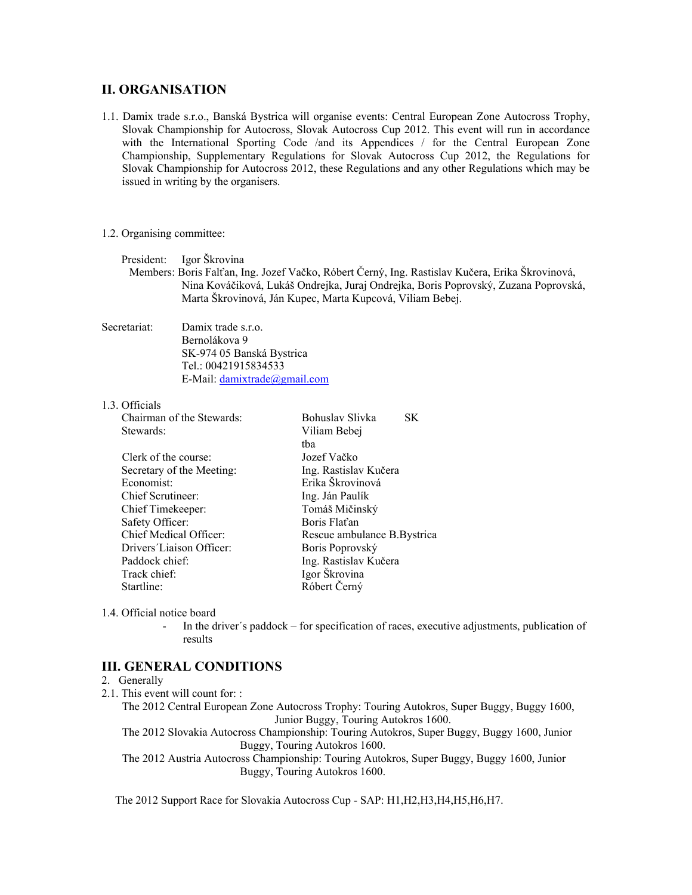## II. ORGANISATION

1.1. Damix trade s.r.o., Banská Bystrica will organise events: Central European Zone Autocross Trophy, Slovak Championship for Autocross, Slovak Autocross Cup 2012. This event will run in accordance with the International Sporting Code /and its Appendices / for the Central European Zone Championship, Supplementary Regulations for Slovak Autocross Cup 2012, the Regulations for Slovak Championship for Autocross 2012, these Regulations and any other Regulations which may be issued in writing by the organisers.

1.2. Organising committee:

President: Igor Škrovina

Members: Boris Falťan, Ing. Jozef Vačko, Róbert Černý, Ing. Rastislav Kučera, Erika Škrovinová, Nina Kováčiková, Lukáš Ondrejka, Juraj Ondrejka, Boris Poprovský, Zuzana Poprovská, Marta Škrovinová, Ján Kupec, Marta Kupcová, Viliam Bebej.

Secretariat: Damix trade s.r.o.
Bernolákova 9
SK-974 05 Banská Bystrica
Tel.: 00421915834533
E-Mail: damixtrade@gmail.com

1.3. Officials

| | |
|---|---|
| Chairman of the Stewards: | Bohuslav Slivka SK |
| Stewards: | Viliam Bebej |
| | tba |
| Clerk of the course: | Jozef Vačko |
| Secretary of the Meeting: | Ing. Rastislav Kučera |
| Economist: | Erika Škrovinová |
| Chief Scrutineer: | Ing. Ján Paulík |
| Chief Timekeeper: | Tomáš Mičinský |
| Safety Officer: | Boris Flaťan |
| Chief Medical Officer: | Rescue ambulance B.Bystrica |
| Drivers´Liaison Officer: | Boris Poprovský |
| Paddock chief: | Ing. Rastislav Kučera |
| Track chief: | Igor Škrovina |
| Startline: | Róbert Černý |

1.4. Official notice board

- In the driver´s paddock – for specification of races, executive adjustments, publication of results

## III. GENERAL CONDITIONS

2. Generally

2.1. This event will count for: :

The 2012 Central European Zone Autocross Trophy: Touring Autokros, Super Buggy, Buggy 1600, Junior Buggy, Touring Autokros 1600.

The 2012 Slovakia Autocross Championship: Touring Autokros, Super Buggy, Buggy 1600, Junior Buggy, Touring Autokros 1600.

The 2012 Austria Autocross Championship: Touring Autokros, Super Buggy, Buggy 1600, Junior Buggy, Touring Autokros 1600.

The 2012 Support Race for Slovakia Autocross Cup - SAP: H1,H2,H3,H4,H5,H6,H7.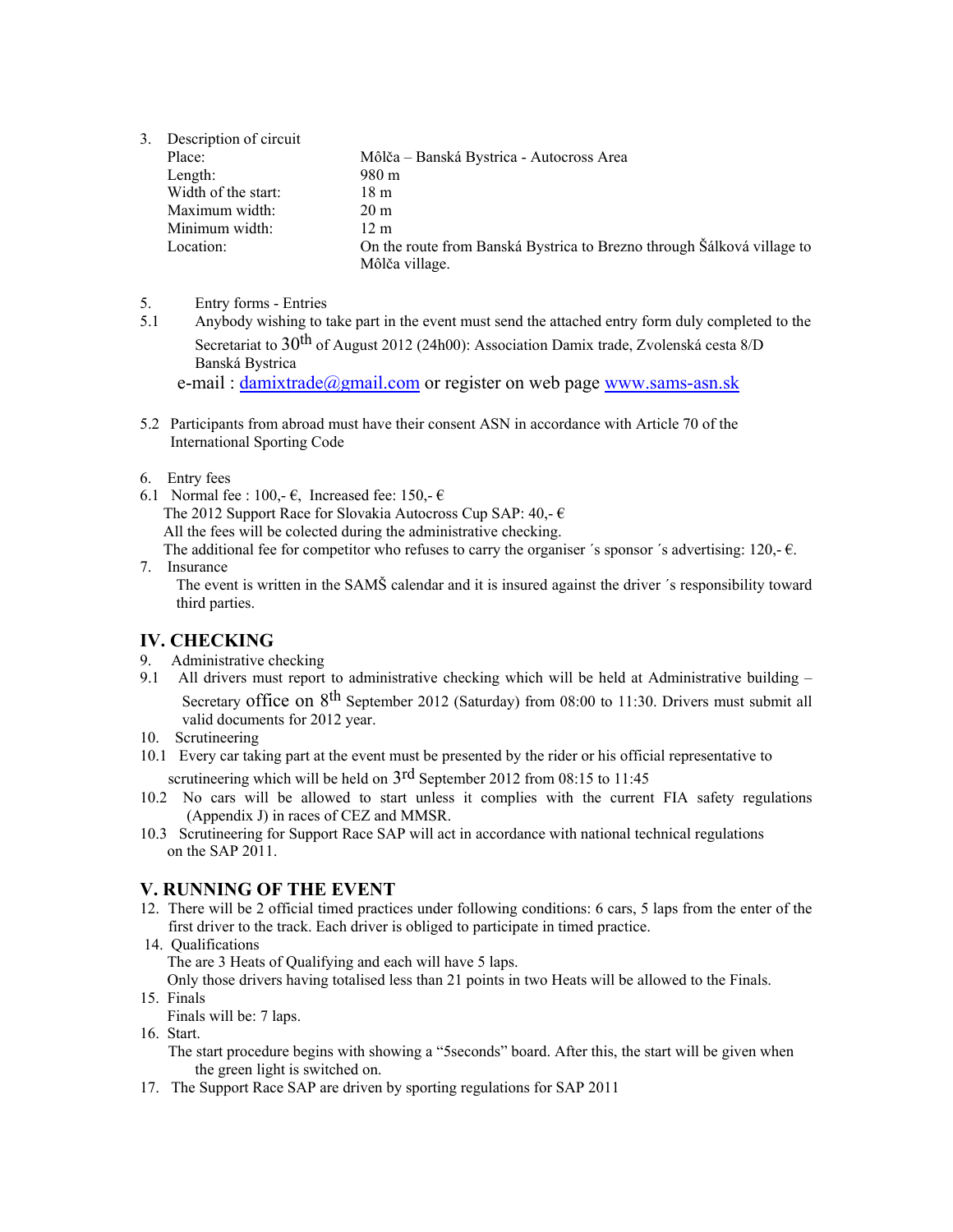3. Description of circuit

| | |
|---|---|
| Place: | Môlča – Banská Bystrica - Autocross Area |
| Length: | 980 m |
| Width of the start: | 18 m |
| Maximum width: | 20 m |
| Minimum width: | 12 m |
| Location: | On the route from Banská Bystrica to Brezno through Šálková village to Môlča village. |

5. Entry forms - Entries

5.1 Anybody wishing to take part in the event must send the attached entry form duly completed to the Secretariat to 30th of August 2012 (24h00): Association Damix trade, Zvolenská cesta 8/D Banská Bystrica
e-mail : damixtrade@gmail.com or register on web page www.sams-asn.sk

5.2 Participants from abroad must have their consent ASN in accordance with Article 70 of the International Sporting Code

6. Entry fees

6.1 Normal fee : 100,- €, Increased fee: 150,- €
The 2012 Support Race for Slovakia Autocross Cup SAP: 40,- €
All the fees will be colected during the administrative checking.
The additional fee for competitor who refuses to carry the organiser ´s sponsor ´s advertising: 120,- €.

7. Insurance
The event is written in the SAMŠ calendar and it is insured against the driver ´s responsibility toward third parties.

## IV. CHECKING

9. Administrative checking

9.1 All drivers must report to administrative checking which will be held at Administrative building – Secretary office on 8th September 2012 (Saturday) from 08:00 to 11:30. Drivers must submit all valid documents for 2012 year.

10. Scrutineering

10.1 Every car taking part at the event must be presented by the rider or his official representative to scrutineering which will be held on 3rd September 2012 from 08:15 to 11:45

10.2 No cars will be allowed to start unless it complies with the current FIA safety regulations (Appendix J) in races of CEZ and MMSR.

10.3 Scrutineering for Support Race SAP will act in accordance with national technical regulations on the SAP 2011.

## V. RUNNING OF THE EVENT

12. There will be 2 official timed practices under following conditions: 6 cars, 5 laps from the enter of the first driver to the track. Each driver is obliged to participate in timed practice.

14. Qualifications
The are 3 Heats of Qualifying and each will have 5 laps.
Only those drivers having totalised less than 21 points in two Heats will be allowed to the Finals.

15. Finals
Finals will be: 7 laps.

16. Start.
The start procedure begins with showing a "5seconds" board. After this, the start will be given when the green light is switched on.

17. The Support Race SAP are driven by sporting regulations for SAP 2011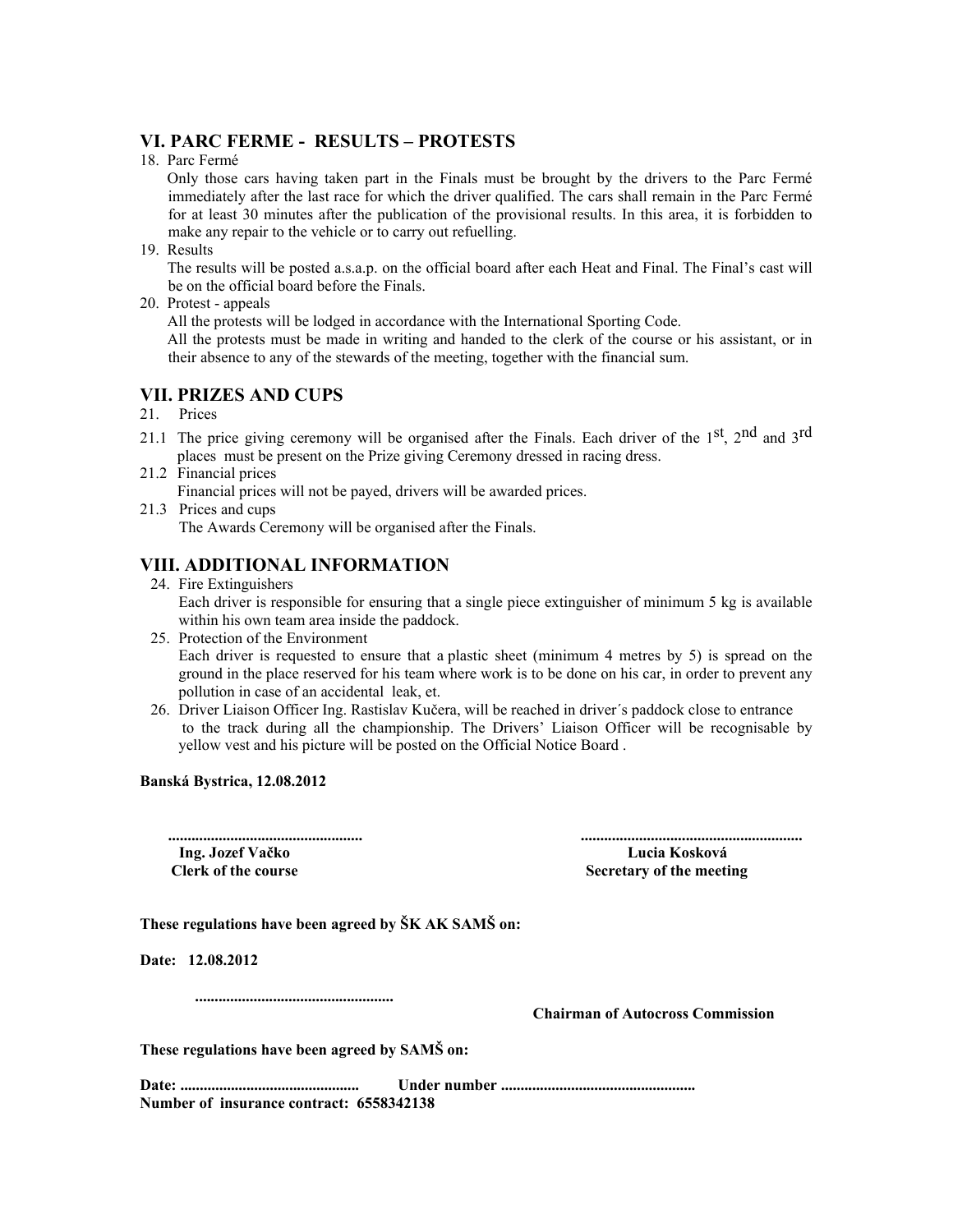## VI. PARC FERME - RESULTS – PROTESTS

18. Parc Fermé

Only those cars having taken part in the Finals must be brought by the drivers to the Parc Fermé immediately after the last race for which the driver qualified. The cars shall remain in the Parc Fermé for at least 30 minutes after the publication of the provisional results. In this area, it is forbidden to make any repair to the vehicle or to carry out refuelling.

19. Results

The results will be posted a.s.a.p. on the official board after each Heat and Final. The Final's cast will be on the official board before the Finals.

20. Protest - appeals

All the protests will be lodged in accordance with the International Sporting Code.

All the protests must be made in writing and handed to the clerk of the course or his assistant, or in their absence to any of the stewards of the meeting, together with the financial sum.

## VII. PRIZES AND CUPS

21. Prices

21.1 The price giving ceremony will be organised after the Finals. Each driver of the 1st, 2nd and 3rd places must be present on the Prize giving Ceremony dressed in racing dress.

21.2 Financial prices

Financial prices will not be payed, drivers will be awarded prices.

21.3 Prices and cups

The Awards Ceremony will be organised after the Finals.

## VIII. ADDITIONAL INFORMATION

24. Fire Extinguishers

Each driver is responsible for ensuring that a single piece extinguisher of minimum 5 kg is available within his own team area inside the paddock.

25. Protection of the Environment

Each driver is requested to ensure that a plastic sheet (minimum 4 metres by 5) is spread on the ground in the place reserved for his team where work is to be done on his car, in order to prevent any pollution in case of an accidental leak, et.

26. Driver Liaison Officer Ing. Rastislav Kučera, will be reached in driver´s paddock close to entrance to the track during all the championship. The Drivers' Liaison Officer will be recognisable by yellow vest and his picture will be posted on the Official Notice Board .

**Banská Bystrica, 12.08.2012**

**..................................................** **.........................................................**

**Ing. Jozef Vačko** — **Clerk of the course**

**Lucia Kosková** — **Secretary of the meeting**

**These regulations have been agreed by ŠK AK SAMŠ on:**

**Date: 12.08.2012**

**...................................................**

**Chairman of Autocross Commission**

**These regulations have been agreed by SAMŠ on:**

**Date: ............................................. Under number .................................................**

**Number of insurance contract: 6558342138**